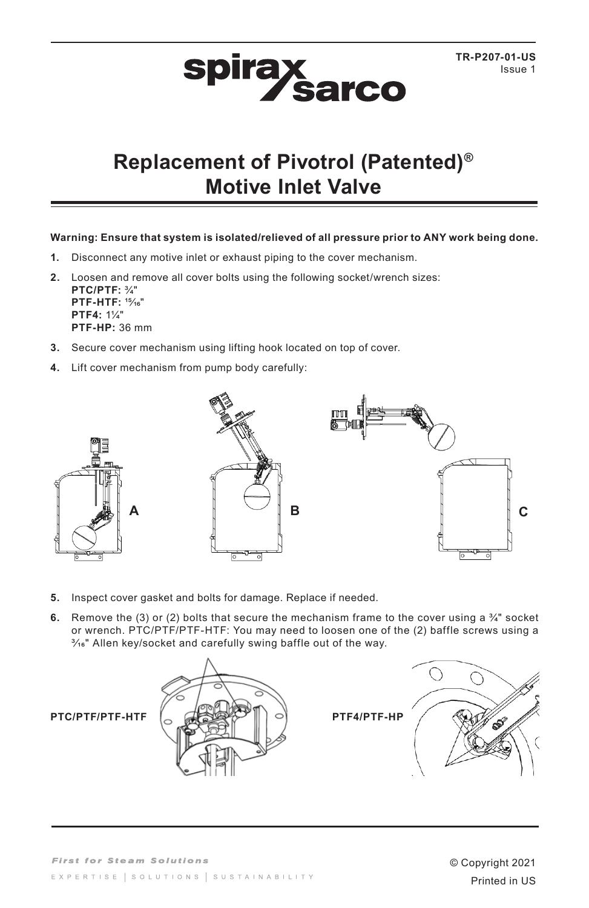TR-P207-01-US
Issue 1

# Replacement of Pivotrol (Patented)® Motive Inlet Valve

**Warning: Ensure that system is isolated/relieved of all pressure prior to ANY work being done.**

1. Disconnect any motive inlet or exhaust piping to the cover mechanism.
2. Loosen and remove all cover bolts using the following socket/wrench sizes:
   **PTC/PTF:** ¾"
   **PTF-HTF:** 15⁄16"
   **PTF4:** 1¼"
   **PTF-HP:** 36 mm
3. Secure cover mechanism using lifting hook located on top of cover.
4. Lift cover mechanism from pump body carefully:

A B C

5. Inspect cover gasket and bolts for damage. Replace if needed.
6. Remove the (3) or (2) bolts that secure the mechanism frame to the cover using a ¾" socket or wrench. PTC/PTF/PTF-HTF: You may need to loosen one of the (2) baffle screws using a 3⁄16" Allen key/socket and carefully swing baffle out of the way.

PTC/PTF/PTF-HTF

PTF4/PTF-HP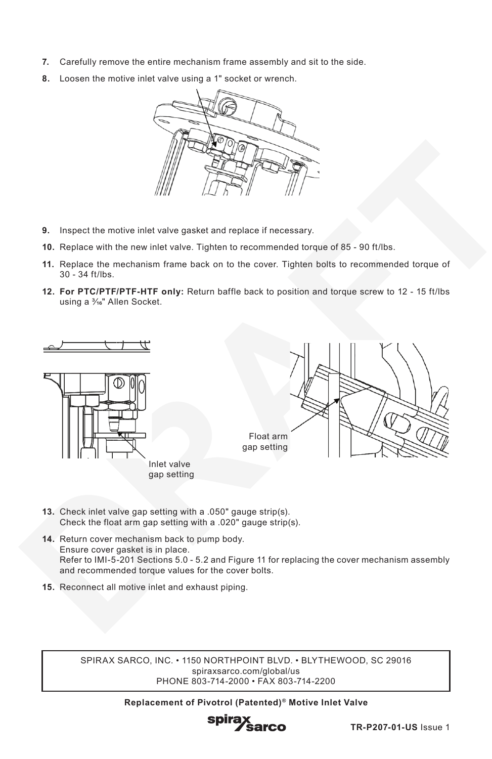7. Carefully remove the entire mechanism frame assembly and sit to the side.
8. Loosen the motive inlet valve using a 1" socket or wrench.

9. Inspect the motive inlet valve gasket and replace if necessary.
10. Replace with the new inlet valve. Tighten to recommended torque of 85 - 90 ft/lbs.
11. Replace the mechanism frame back on to the cover. Tighten bolts to recommended torque of 30 - 34 ft/lbs.
12. **For PTC/PTF/PTF-HTF only:** Return baffle back to position and torque screw to 12 - 15 ft/lbs using a 3⁄16" Allen Socket.

Inlet valve gap setting

Float arm gap setting

13. Check inlet valve gap setting with a .050" gauge strip(s).
    Check the float arm gap setting with a .020" gauge strip(s).
14. Return cover mechanism back to pump body.
    Ensure cover gasket is in place.
    Refer to IMI-5-201 Sections 5.0 - 5.2 and Figure 11 for replacing the cover mechanism assembly and recommended torque values for the cover bolts.
15. Reconnect all motive inlet and exhaust piping.

SPIRAX SARCO, INC. • 1150 NORTHPOINT BLVD. • BLYTHEWOOD, SC 29016
spiraxsarco.com/global/us
PHONE 803-714-2000 • FAX 803-714-2200

**Replacement of Pivotrol (Patented)® Motive Inlet Valve**

**TR-P207-01-US** Issue 1